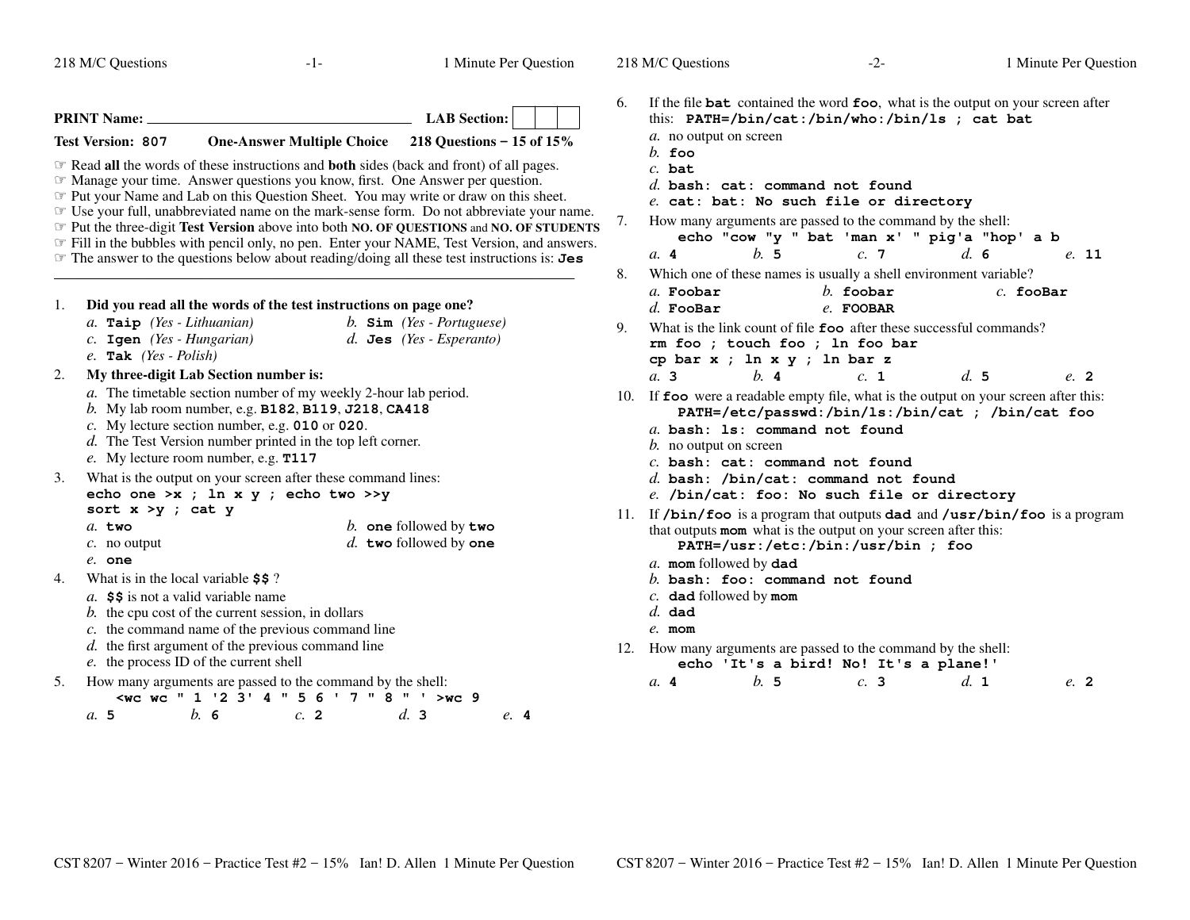**PRINT Name:** ______________________________ **LAB Section:** [ | | ]

**Test Version: 807** **One-Answer Multiple Choice** **218 Questions − 15 of 15%**

☞ Read **all** the words of these instructions and **both** sides (back and front) of all pages.
☞ Manage your time. Answer questions you know, first. One Answer per question.
☞ Put your Name and Lab on this Question Sheet. You may write or draw on this sheet.
☞ Use your full, unabbreviated name on the mark-sense form. Do not abbreviate your name.
☞ Put the three-digit **Test Version** above into both **NO. OF QUESTIONS** and **NO. OF STUDENTS**
☞ Fill in the bubbles with pencil only, no pen. Enter your NAME, Test Version, and answers.
☞ The answer to the questions below about reading/doing all these test instructions is: **Jes**

---

1. **Did you read all the words of the test instructions on page one?**
   *a.* **Taip** *(Yes - Lithuanian)*
   *b.* **Sim** *(Yes - Portuguese)*
   *c.* **Igen** *(Yes - Hungarian)*
   *d.* **Jes** *(Yes - Esperanto)*
   *e.* **Tak** *(Yes - Polish)*

2. **My three-digit Lab Section number is:**
   *a.* The timetable section number of my weekly 2-hour lab period.
   *b.* My lab room number, e.g. **B182**, **B119**, **J218**, **CA418**
   *c.* My lecture section number, e.g. **010** or **020**.
   *d.* The Test Version number printed in the top left corner.
   *e.* My lecture room number, e.g. **T117**

3. What is the output on your screen after these command lines:
   **echo one >x ; ln x y ; echo two >>y**
   **sort x >y ; cat y**
   *a.* **two**
   *b.* **one** followed by **two**
   *c.* no output
   *d.* **two** followed by **one**
   *e.* **one**

4. What is in the local variable **$$** ?
   *a.* **$$** is not a valid variable name
   *b.* the cpu cost of the current session, in dollars
   *c.* the command name of the previous command line
   *d.* the first argument of the previous command line
   *e.* the process ID of the current shell

5. How many arguments are passed to the command by the shell:
   **<wc wc " 1 '2 3' 4 " 5 6 ' 7 " 8 " ' >wc 9**
   *a.* **5** *b.* **6** *c.* **2** *d.* **3** *e.* **4**

6. If the file **bat** contained the word **foo**, what is the output on your screen after this: **PATH=/bin/cat:/bin/who:/bin/ls ; cat bat**
   *a.* no output on screen
   *b.* **foo**
   *c.* **bat**
   *d.* **bash: cat: command not found**
   *e.* **cat: bat: No such file or directory**

7. How many arguments are passed to the command by the shell:
   **echo "cow "y " bat 'man x' " pig'a "hop' a b**
   *a.* **4** *b.* **5** *c.* **7** *d.* **6** *e.* **11**

8. Which one of these names is usually a shell environment variable?
   *a.* **Foobar** *b.* **foobar** *c.* **fooBar**
   *d.* **FooBar** *e.* **FOOBAR**

9. What is the link count of file **foo** after these successful commands?
   **rm foo ; touch foo ; ln foo bar**
   **cp bar x ; ln x y ; ln bar z**
   *a.* **3** *b.* **4** *c.* **1** *d.* **5** *e.* **2**

10. If **foo** were a readable empty file, what is the output on your screen after this:
    **PATH=/etc/passwd:/bin/ls:/bin/cat ; /bin/cat foo**
    *a.* **bash: ls: command not found**
    *b.* no output on screen
    *c.* **bash: cat: command not found**
    *d.* **bash: /bin/cat: command not found**
    *e.* **/bin/cat: foo: No such file or directory**

11. If **/bin/foo** is a program that outputs **dad** and **/usr/bin/foo** is a program that outputs **mom** what is the output on your screen after this:
    **PATH=/usr:/etc:/bin:/usr/bin ; foo**
    *a.* **mom** followed by **dad**
    *b.* **bash: foo: command not found**
    *c.* **dad** followed by **mom**
    *d.* **dad**
    *e.* **mom**

12. How many arguments are passed to the command by the shell:
    **echo 'It's a bird! No! It's a plane!'**
    *a.* **4** *b.* **5** *c.* **3** *d.* **1** *e.* **2**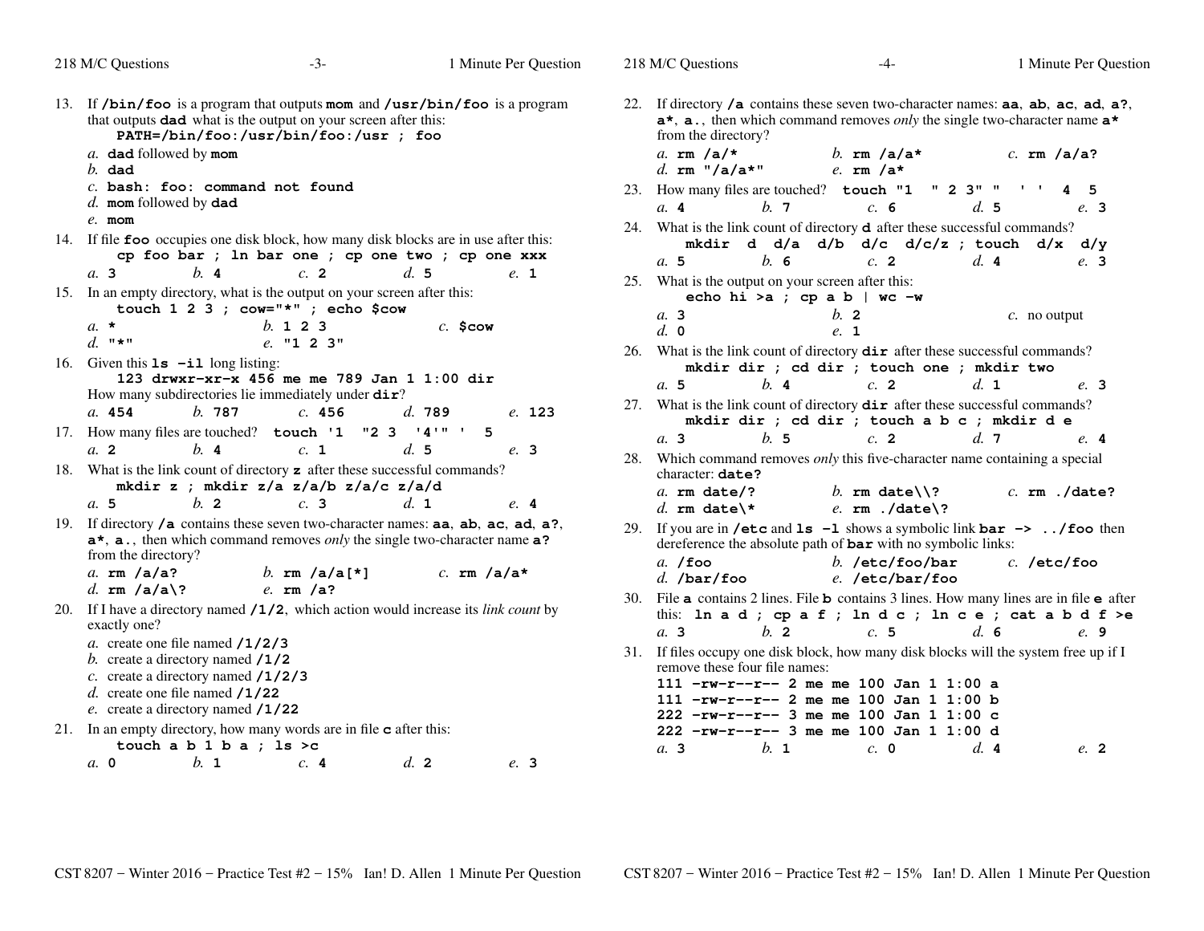13. If **/bin/foo** is a program that outputs **mom** and **/usr/bin/foo** is a program that outputs **dad** what is the output on your screen after this:
    **PATH=/bin/foo:/usr/bin/foo:/usr ; foo**
    *a.* **dad** followed by **mom**
    *b.* **dad**
    *c.* **bash: foo: command not found**
    *d.* **mom** followed by **dad**
    *e.* **mom**

14. If file **foo** occupies one disk block, how many disk blocks are in use after this:
    **cp foo bar ; ln bar one ; cp one two ; cp one xxx**
    *a.* **3** *b.* **4** *c.* **2** *d.* **5** *e.* **1**

15. In an empty directory, what is the output on your screen after this:
    **touch 1 2 3 ; cow="*" ; echo $cow**
    *a.* **\*** *b.* **1 2 3** *c.* **$cow**
    *d.* **"*"** *e.* **"1 2 3"**

16. Given this **ls -il** long listing:
    **123 drwxr-xr-x 456 me me 789 Jan 1 1:00 dir**
    How many subdirectories lie immediately under **dir**?
    *a.* **454** *b.* **787** *c.* **456** *d.* **789** *e.* **123**

17. How many files are touched? **touch '1 "2 3 '4'" ' 5**
    *a.* **2** *b.* **4** *c.* **1** *d.* **5** *e.* **3**

18. What is the link count of directory **z** after these successful commands?
    **mkdir z ; mkdir z/a z/a/b z/a/c z/a/d**
    *a.* **5** *b.* **2** *c.* **3** *d.* **1** *e.* **4**

19. If directory **/a** contains these seven two-character names: **aa**, **ab**, **ac**, **ad**, **a?**, **a***, **a.**, then which command removes *only* the single two-character name **a?** from the directory?
    *a.* **rm /a/a?** *b.* **rm /a/a[*]** *c.* **rm /a/a***
    *d.* **rm /a/a\?** *e.* **rm /a?**

20. If I have a directory named **/1/2**, which action would increase its *link count* by exactly one?
    *a.* create one file named **/1/2/3**
    *b.* create a directory named **/1/2**
    *c.* create a directory named **/1/2/3**
    *d.* create one file named **/1/22**
    *e.* create a directory named **/1/22**

21. In an empty directory, how many words are in file **c** after this:
    **touch a b 1 b a ; ls >c**
    *a.* **0** *b.* **1** *c.* **4** *d.* **2** *e.* **3**

22. If directory **/a** contains these seven two-character names: **aa**, **ab**, **ac**, **ad**, **a?**, **a***, **a.**, then which command removes *only* the single two-character name **a*** from the directory?
    *a.* **rm /a/*** *b.* **rm /a/a*** *c.* **rm /a/a?**
    *d.* **rm "/a/a*"** *e.* **rm /a***

23. How many files are touched? **touch "1 " 2 3" " ' ' 4 5**
    *a.* **4** *b.* **7** *c.* **6** *d.* **5** *e.* **3**

24. What is the link count of directory **d** after these successful commands?
    **mkdir d d/a d/b d/c d/c/z ; touch d/x d/y**
    *a.* **5** *b.* **6** *c.* **2** *d.* **4** *e.* **3**

25. What is the output on your screen after this:
    **echo hi >a ; cp a b | wc -w**
    *a.* **3** *b.* **2** *c.* no output
    *d.* **0** *e.* **1**

26. What is the link count of directory **dir** after these successful commands?
    **mkdir dir ; cd dir ; touch one ; mkdir two**
    *a.* **5** *b.* **4** *c.* **2** *d.* **1** *e.* **3**

27. What is the link count of directory **dir** after these successful commands?
    **mkdir dir ; cd dir ; touch a b c ; mkdir d e**
    *a.* **3** *b.* **5** *c.* **2** *d.* **7** *e.* **4**

28. Which command removes *only* this five-character name containing a special character: **date?**
    *a.* **rm date/?** *b.* **rm date\\?** *c.* **rm ./date?**
    *d.* **rm date\*** *e.* **rm ./date\?**

29. If you are in **/etc** and **ls -l** shows a symbolic link **bar -> ../foo** then dereference the absolute path of **bar** with no symbolic links:
    *a.* **/foo** *b.* **/etc/foo/bar** *c.* **/etc/foo**
    *d.* **/bar/foo** *e.* **/etc/bar/foo**

30. File **a** contains 2 lines. File **b** contains 3 lines. How many lines are in file **e** after this: **ln a d ; cp a f ; ln d c ; ln c e ; cat a b d f >e**
    *a.* **3** *b.* **2** *c.* **5** *d.* **6** *e.* **9**

31. If files occupy one disk block, how many disk blocks will the system free up if I remove these four file names:
    ```
    111 -rw-r--r-- 2 me me 100 Jan 1 1:00 a
    111 -rw-r--r-- 2 me me 100 Jan 1 1:00 b
    222 -rw-r--r-- 3 me me 100 Jan 1 1:00 c
    222 -rw-r--r-- 3 me me 100 Jan 1 1:00 d
    ```
    *a.* **3** *b.* **1** *c.* **0** *d.* **4** *e.* **2**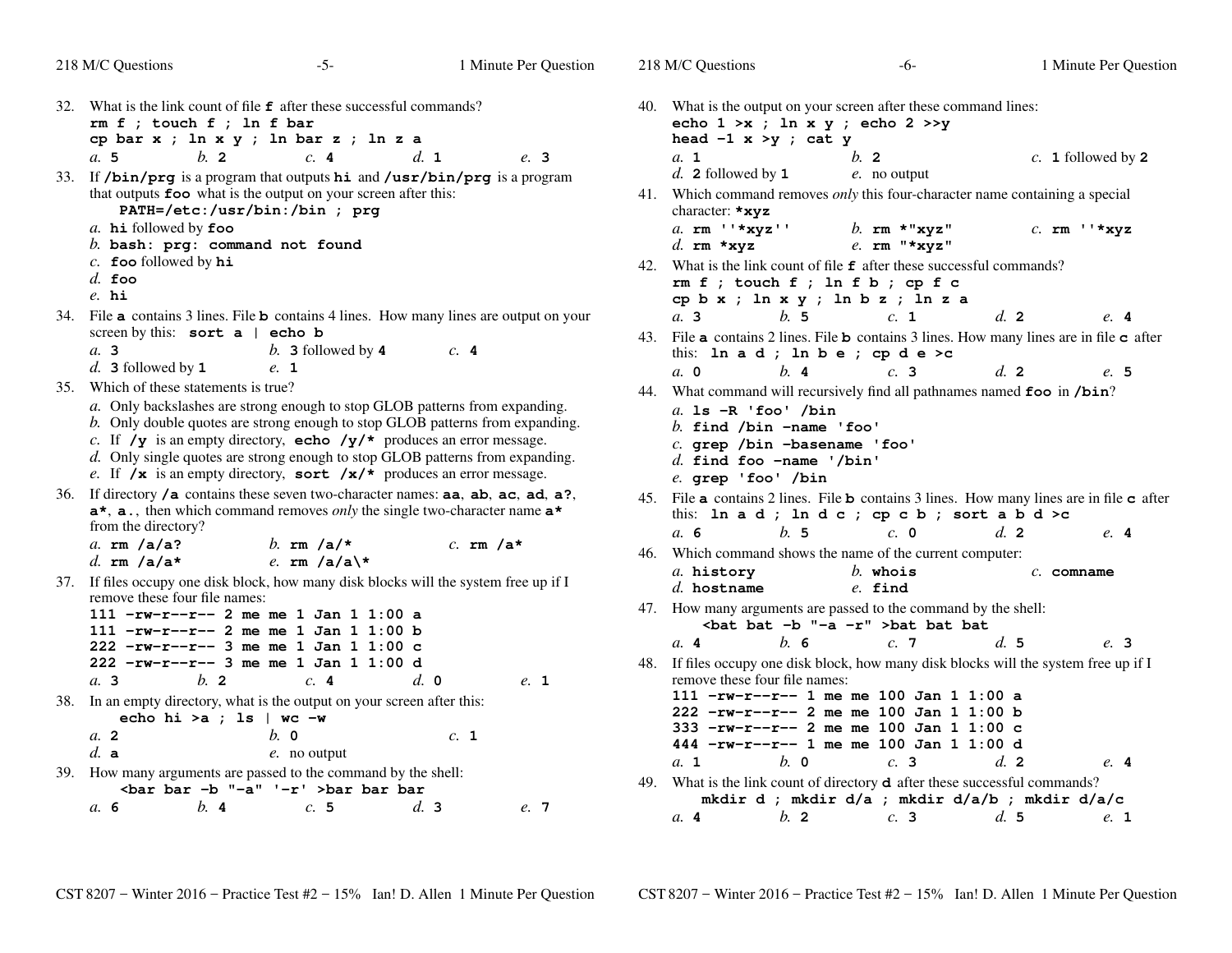32. What is the link count of file **f** after these successful commands?
**rm f ; touch f ; ln f bar**
**cp bar x ; ln x y ; ln bar z ; ln z a**
*a.* **5** *b.* **2** *c.* **4** *d.* **1** *e.* **3**

33. If **/bin/prg** is a program that outputs **hi** and **/usr/bin/prg** is a program that outputs **foo** what is the output on your screen after this:
**PATH=/etc:/usr/bin:/bin ; prg**
*a.* **hi** followed by **foo**
*b.* **bash: prg: command not found**
*c.* **foo** followed by **hi**
*d.* **foo**
*e.* **hi**

34. File **a** contains 3 lines. File **b** contains 4 lines. How many lines are output on your screen by this: **sort a | echo b**
*a.* **3** *b.* **3** followed by **4** *c.* **4**
*d.* **3** followed by **1** *e.* **1**

35. Which of these statements is true?
*a.* Only backslashes are strong enough to stop GLOB patterns from expanding.
*b.* Only double quotes are strong enough to stop GLOB patterns from expanding.
*c.* If **/y** is an empty directory, **echo /y/*** produces an error message.
*d.* Only single quotes are strong enough to stop GLOB patterns from expanding.
*e.* If **/x** is an empty directory, **sort /x/*** produces an error message.

36. If directory **/a** contains these seven two-character names: **aa**, **ab**, **ac**, **ad**, **a?**, **a***, **a.**, then which command removes *only* the single two-character name **a*** from the directory?
*a.* **rm /a/a?** *b.* **rm /a/*** *c.* **rm /a***
*d.* **rm /a/a*** *e.* **rm /a/a\***

37. If files occupy one disk block, how many disk blocks will the system free up if I remove these four file names:
```
111 -rw-r--r-- 2 me me 1 Jan 1 1:00 a
111 -rw-r--r-- 2 me me 1 Jan 1 1:00 b
222 -rw-r--r-- 3 me me 1 Jan 1 1:00 c
222 -rw-r--r-- 3 me me 1 Jan 1 1:00 d
```
*a.* **3** *b.* **2** *c.* **4** *d.* **0** *e.* **1**

38. In an empty directory, what is the output on your screen after this:
**echo hi >a ; ls | wc -w**
*a.* **2** *b.* **0** *c.* **1**
*d.* **a** *e.* no output

39. How many arguments are passed to the command by the shell:
**<bar bar -b "-a" '-r' >bar bar bar**
*a.* **6** *b.* **4** *c.* **5** *d.* **3** *e.* **7**

40. What is the output on your screen after these command lines:
**echo 1 >x ; ln x y ; echo 2 >>y**
**head -1 x >y ; cat y**
*a.* **1** *b.* **2** *c.* **1** followed by **2**
*d.* **2** followed by **1** *e.* no output

41. Which command removes *only* this four-character name containing a special character: ***xyz**
*a.* **rm ''*xyz''** *b.* **rm *"xyz"** *c.* **rm ''*xyz**
*d.* **rm *xyz** *e.* **rm "*xyz"**

42. What is the link count of file **f** after these successful commands?
**rm f ; touch f ; ln f b ; cp f c**
**cp b x ; ln x y ; ln b z ; ln z a**
*a.* **3** *b.* **5** *c.* **1** *d.* **2** *e.* **4**

43. File **a** contains 2 lines. File **b** contains 3 lines. How many lines are in file **c** after this: **ln a d ; ln b e ; cp d e >c**
*a.* **0** *b.* **4** *c.* **3** *d.* **2** *e.* **5**

44. What command will recursively find all pathnames named **foo** in **/bin**?
*a.* **ls -R 'foo' /bin**
*b.* **find /bin -name 'foo'**
*c.* **grep /bin -basename 'foo'**
*d.* **find foo -name '/bin'**
*e.* **grep 'foo' /bin**

45. File **a** contains 2 lines. File **b** contains 3 lines. How many lines are in file **c** after this: **ln a d ; ln d c ; cp c b ; sort a b d >c**
*a.* **6** *b.* **5** *c.* **0** *d.* **2** *e.* **4**

46. Which command shows the name of the current computer:
*a.* **history** *b.* **whois** *c.* **comname**
*d.* **hostname** *e.* **find**

47. How many arguments are passed to the command by the shell:
**<bat bat -b "-a -r" >bat bat bat**
*a.* **4** *b.* **6** *c.* **7** *d.* **5** *e.* **3**

48. If files occupy one disk block, how many disk blocks will the system free up if I remove these four file names:
```
111 -rw-r--r-- 1 me me 100 Jan 1 1:00 a
222 -rw-r--r-- 2 me me 100 Jan 1 1:00 b
333 -rw-r--r-- 2 me me 100 Jan 1 1:00 c
444 -rw-r--r-- 1 me me 100 Jan 1 1:00 d
```
*a.* **1** *b.* **0** *c.* **3** *d.* **2** *e.* **4**

49. What is the link count of directory **d** after these successful commands?
**mkdir d ; mkdir d/a ; mkdir d/a/b ; mkdir d/a/c**
*a.* **4** *b.* **2** *c.* **3** *d.* **5** *e.* **1**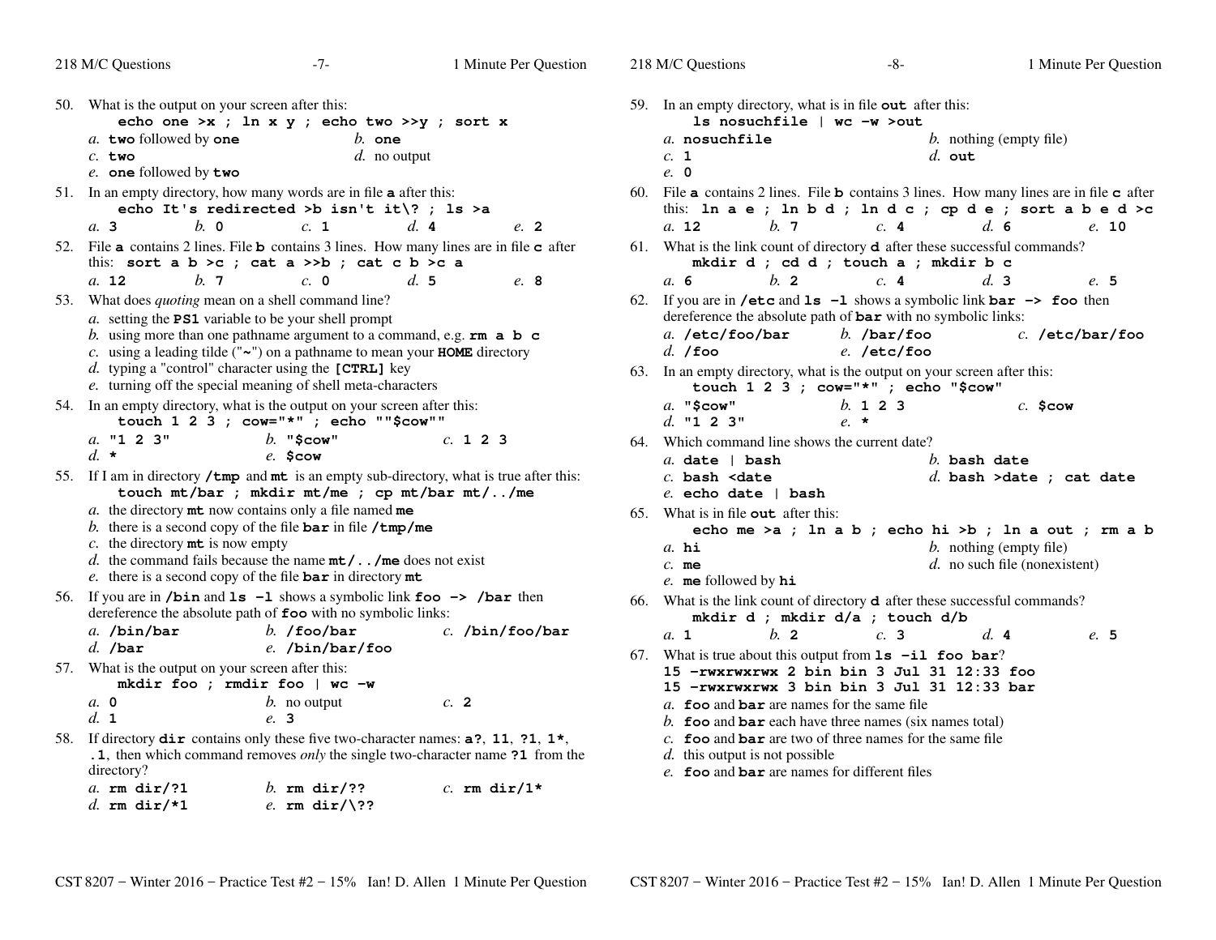50. What is the output on your screen after this:
    **echo one >x ; ln x y ; echo two >>y ; sort x**
    *a.* **two** followed by **one**
    *b.* **one**
    *c.* **two**
    *d.* no output
    *e.* **one** followed by **two**

51. In an empty directory, how many words are in file **a** after this:
    **echo It's redirected >b isn't it\? ; ls >a**
    *a.* **3** *b.* **0** *c.* **1** *d.* **4** *e.* **2**

52. File **a** contains 2 lines. File **b** contains 3 lines. How many lines are in file **c** after this: **sort a b >c ; cat a >>b ; cat c b >c a**
    *a.* **12** *b.* **7** *c.* **0** *d.* **5** *e.* **8**

53. What does *quoting* mean on a shell command line?
    *a.* setting the **PS1** variable to be your shell prompt
    *b.* using more than one pathname argument to a command, e.g. **rm a b c**
    *c.* using a leading tilde ("**~**") on a pathname to mean your **HOME** directory
    *d.* typing a "control" character using the **[CTRL]** key
    *e.* turning off the special meaning of shell meta-characters

54. In an empty directory, what is the output on your screen after this:
    **touch 1 2 3 ; cow="*" ; echo ""$cow""**
    *a.* **"1 2 3"**
    *b.* **"$cow"**
    *c.* **1 2 3**
    *d.* **\***
    *e.* **$cow**

55. If I am in directory **/tmp** and **mt** is an empty sub-directory, what is true after this:
    **touch mt/bar ; mkdir mt/me ; cp mt/bar mt/../me**
    *a.* the directory **mt** now contains only a file named **me**
    *b.* there is a second copy of the file **bar** in file **/tmp/me**
    *c.* the directory **mt** is now empty
    *d.* the command fails because the name **mt/../me** does not exist
    *e.* there is a second copy of the file **bar** in directory **mt**

56. If you are in **/bin** and **ls -l** shows a symbolic link **foo -> /bar** then dereference the absolute path of **foo** with no symbolic links:
    *a.* **/bin/bar**
    *b.* **/foo/bar**
    *c.* **/bin/foo/bar**
    *d.* **/bar**
    *e.* **/bin/bar/foo**

57. What is the output on your screen after this:
    **mkdir foo ; rmdir foo | wc -w**
    *a.* **0**
    *b.* no output
    *c.* **2**
    *d.* **1**
    *e.* **3**

58. If directory **dir** contains only these five two-character names: **a?**, **11**, **?1**, **1\***, **.1**, then which command removes *only* the single two-character name **?1** from the directory?
    *a.* **rm dir/?1**
    *b.* **rm dir/??**
    *c.* **rm dir/1\***
    *d.* **rm dir/\*1**
    *e.* **rm dir/\??**

59. In an empty directory, what is in file **out** after this:
    **ls nosuchfile | wc -w >out**
    *a.* **nosuchfile**
    *b.* nothing (empty file)
    *c.* **1**
    *d.* **out**
    *e.* **0**

60. File **a** contains 2 lines. File **b** contains 3 lines. How many lines are in file **c** after this: **ln a e ; ln b d ; ln d c ; cp d e ; sort a b e d >c**
    *a.* **12** *b.* **7** *c.* **4** *d.* **6** *e.* **10**

61. What is the link count of directory **d** after these successful commands?
    **mkdir d ; cd d ; touch a ; mkdir b c**
    *a.* **6** *b.* **2** *c.* **4** *d.* **3** *e.* **5**

62. If you are in **/etc** and **ls -l** shows a symbolic link **bar -> foo** then dereference the absolute path of **bar** with no symbolic links:
    *a.* **/etc/foo/bar**
    *b.* **/bar/foo**
    *c.* **/etc/bar/foo**
    *d.* **/foo**
    *e.* **/etc/foo**

63. In an empty directory, what is the output on your screen after this:
    **touch 1 2 3 ; cow="*" ; echo "$cow"**
    *a.* **"$cow"**
    *b.* **1 2 3**
    *c.* **$cow**
    *d.* **"1 2 3"**
    *e.* **\***

64. Which command line shows the current date?
    *a.* **date | bash**
    *b.* **bash date**
    *c.* **bash <date**
    *d.* **bash >date ; cat date**
    *e.* **echo date | bash**

65. What is in file **out** after this:
    **echo me >a ; ln a b ; echo hi >b ; ln a out ; rm a b**
    *a.* **hi**
    *b.* nothing (empty file)
    *c.* **me**
    *d.* no such file (nonexistent)
    *e.* **me** followed by **hi**

66. What is the link count of directory **d** after these successful commands?
    **mkdir d ; mkdir d/a ; touch d/b**
    *a.* **1** *b.* **2** *c.* **3** *d.* **4** *e.* **5**

67. What is true about this output from **ls -il foo bar**?
    ```
    15 -rwxrwxrwx 2 bin bin 3 Jul 31 12:33 foo
    15 -rwxrwxrwx 3 bin bin 3 Jul 31 12:33 bar
    ```
    *a.* **foo** and **bar** are names for the same file
    *b.* **foo** and **bar** each have three names (six names total)
    *c.* **foo** and **bar** are two of three names for the same file
    *d.* this output is not possible
    *e.* **foo** and **bar** are names for different files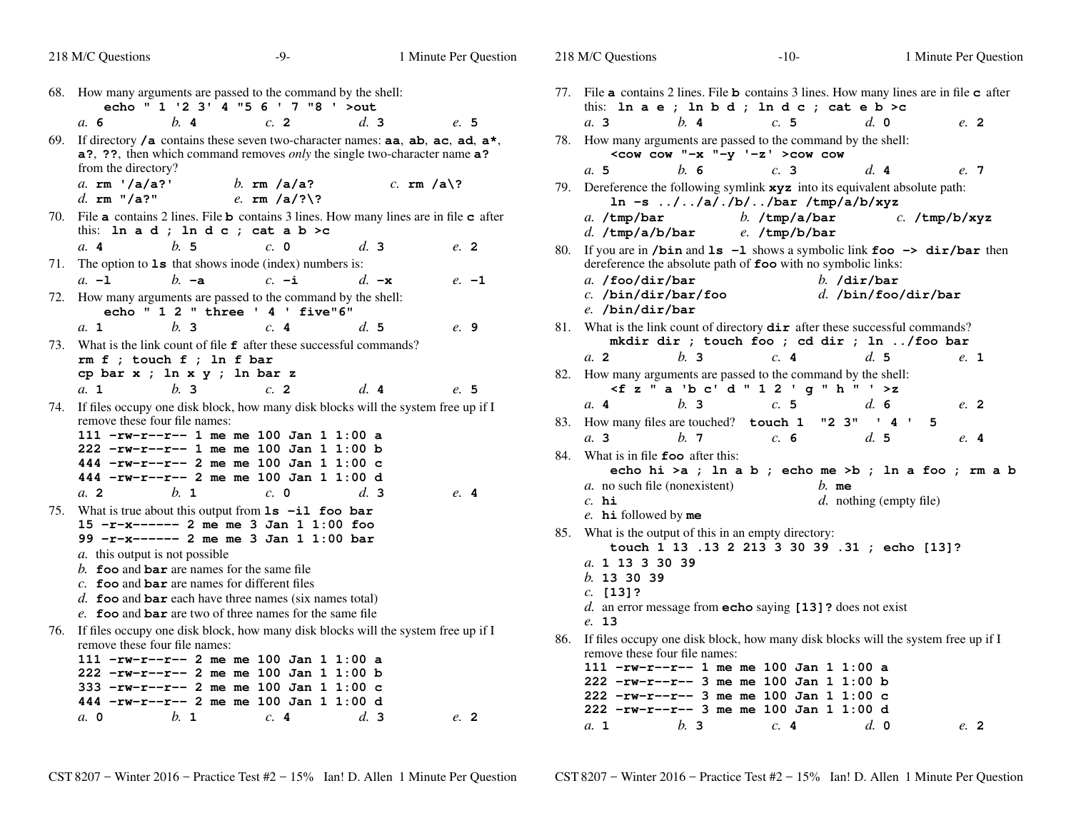68. How many arguments are passed to the command by the shell:

    **echo " 1 '2 3' 4 "5 6 ' 7 "8 ' >out**

    *a.* **6** *b.* **4** *c.* **2** *d.* **3** *e.* **5**

69. If directory **/a** contains these seven two-character names: **aa**, **ab**, **ac**, **ad**, **a***, **a?**, **??**, then which command removes *only* the single two-character name **a?** from the directory?

    *a.* **rm '/a/a?'** *b.* **rm /a/a?** *c.* **rm /a\?**
    *d.* **rm "/a?"** *e.* **rm /a/?\?**

70. File **a** contains 2 lines. File **b** contains 3 lines. How many lines are in file **c** after this: **ln a d ; ln d c ; cat a b >c**

    *a.* **4** *b.* **5** *c.* **0** *d.* **3** *e.* **2**

71. The option to **ls** that shows inode (index) numbers is:

    *a.* **-l** *b.* **-a** *c.* **-i** *d.* **-x** *e.* **-1**

72. How many arguments are passed to the command by the shell:

    **echo " 1 2 " three ' 4 ' five"6"**

    *a.* **1** *b.* **3** *c.* **4** *d.* **5** *e.* **9**

73. What is the link count of file **f** after these successful commands?

    ```
    rm f ; touch f ; ln f bar
    cp bar x ; ln x y ; ln bar z
    ```

    *a.* **1** *b.* **3** *c.* **2** *d.* **4** *e.* **5**

74. If files occupy one disk block, how many disk blocks will the system free up if I remove these four file names:

    ```
    111 -rw-r--r-- 1 me me 100 Jan 1 1:00 a
    222 -rw-r--r-- 1 me me 100 Jan 1 1:00 b
    444 -rw-r--r-- 2 me me 100 Jan 1 1:00 c
    444 -rw-r--r-- 2 me me 100 Jan 1 1:00 d
    ```

    *a.* **2** *b.* **1** *c.* **0** *d.* **3** *e.* **4**

75. What is true about this output from **ls -il foo bar**

    ```
    15 -r-x------ 2 me me 3 Jan 1 1:00 foo
    99 -r-x------ 2 me me 3 Jan 1 1:00 bar
    ```

    *a.* this output is not possible
    *b.* **foo** and **bar** are names for the same file
    *c.* **foo** and **bar** are names for different files
    *d.* **foo** and **bar** each have three names (six names total)
    *e.* **foo** and **bar** are two of three names for the same file

76. If files occupy one disk block, how many disk blocks will the system free up if I remove these four file names:

    ```
    111 -rw-r--r-- 2 me me 100 Jan 1 1:00 a
    222 -rw-r--r-- 2 me me 100 Jan 1 1:00 b
    333 -rw-r--r-- 2 me me 100 Jan 1 1:00 c
    444 -rw-r--r-- 2 me me 100 Jan 1 1:00 d
    ```

    *a.* **0** *b.* **1** *c.* **4** *d.* **3** *e.* **2**

77. File **a** contains 2 lines. File **b** contains 3 lines. How many lines are in file **c** after this: **ln a e ; ln b d ; ln d c ; cat e b >c**

    *a.* **3** *b.* **4** *c.* **5** *d.* **0** *e.* **2**

78. How many arguments are passed to the command by the shell:

    **<cow cow "-x "-y '-z' >cow cow**

    *a.* **5** *b.* **6** *c.* **3** *d.* **4** *e.* **7**

79. Dereference the following symlink **xyz** into its equivalent absolute path:

    **ln -s ../../a/./b/../bar /tmp/a/b/xyz**

    *a.* **/tmp/bar** *b.* **/tmp/a/bar** *c.* **/tmp/b/xyz**
    *d.* **/tmp/a/b/bar** *e.* **/tmp/b/bar**

80. If you are in **/bin** and **ls -l** shows a symbolic link **foo -> dir/bar** then dereference the absolute path of **foo** with no symbolic links:

    *a.* **/foo/dir/bar** *b.* **/dir/bar**
    *c.* **/bin/dir/bar/foo** *d.* **/bin/foo/dir/bar**
    *e.* **/bin/dir/bar**

81. What is the link count of directory **dir** after these successful commands?

    **mkdir dir ; touch foo ; cd dir ; ln ../foo bar**

    *a.* **2** *b.* **3** *c.* **4** *d.* **5** *e.* **1**

82. How many arguments are passed to the command by the shell:

    **<f z " a 'b c' d " 1 2 ' g " h " ' >z**

    *a.* **4** *b.* **3** *c.* **5** *d.* **6** *e.* **2**

83. How many files are touched? **touch 1 "2 3" ' 4 ' 5**

    *a.* **3** *b.* **7** *c.* **6** *d.* **5** *e.* **4**

84. What is in file **foo** after this:

    **echo hi >a ; ln a b ; echo me >b ; ln a foo ; rm a b**

    *a.* no such file (nonexistent) *b.* **me**
    *c.* **hi** *d.* nothing (empty file)
    *e.* **hi** followed by **me**

85. What is the output of this in an empty directory:

    **touch 1 13 .13 2 213 3 30 39 .31 ; echo [13]?**

    *a.* **1 13 3 30 39**
    *b.* **13 30 39**
    *c.* **[13]?**
    *d.* an error message from **echo** saying **[13]?** does not exist
    *e.* **13**

86. If files occupy one disk block, how many disk blocks will the system free up if I remove these four file names:

    ```
    111 -rw-r--r-- 1 me me 100 Jan 1 1:00 a
    222 -rw-r--r-- 3 me me 100 Jan 1 1:00 b
    222 -rw-r--r-- 3 me me 100 Jan 1 1:00 c
    222 -rw-r--r-- 3 me me 100 Jan 1 1:00 d
    ```

    *a.* **1** *b.* **3** *c.* **4** *d.* **0** *e.* **2**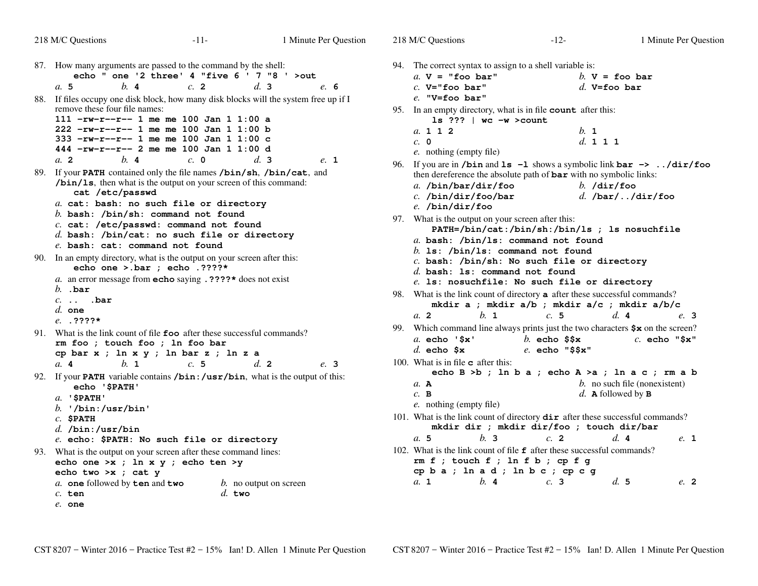87. How many arguments are passed to the command by the shell:
    **echo " one '2 three' 4 "five 6 ' 7 "8 ' >out**
    *a.* **5** *b.* **4** *c.* **2** *d.* **3** *e.* **6**

88. If files occupy one disk block, how many disk blocks will the system free up if I remove these four file names:
```
111 -rw-r--r-- 1 me me 100 Jan 1 1:00 a
222 -rw-r--r-- 1 me me 100 Jan 1 1:00 b
333 -rw-r--r-- 1 me me 100 Jan 1 1:00 c
444 -rw-r--r-- 2 me me 100 Jan 1 1:00 d
```
    *a.* **2** *b.* **4** *c.* **0** *d.* **3** *e.* **1**

89. If your **PATH** contained only the file names **/bin/sh**, **/bin/cat**, and **/bin/ls**, then what is the output on your screen of this command:
    **cat /etc/passwd**
    *a.* **cat: bash: no such file or directory**
    *b.* **bash: /bin/sh: command not found**
    *c.* **cat: /etc/passwd: command not found**
    *d.* **bash: /bin/cat: no such file or directory**
    *e.* **bash: cat: command not found**

90. In an empty directory, what is the output on your screen after this:
    **echo one >.bar ; echo .????\***
    *a.* an error message from **echo** saying **.????\*** does not exist
    *b.* **.bar**
    *c.* **..  .bar**
    *d.* **one**
    *e.* **.????\***

91. What is the link count of file **foo** after these successful commands?
    **rm foo ; touch foo ; ln foo bar**
    **cp bar x ; ln x y ; ln bar z ; ln z a**
    *a.* **4** *b.* **1** *c.* **5** *d.* **2** *e.* **3**

92. If your **PATH** variable contains **/bin:/usr/bin**, what is the output of this:
    **echo '$PATH'**
    *a.* **'$PATH'**
    *b.* **'/bin:/usr/bin'**
    *c.* **$PATH**
    *d.* **/bin:/usr/bin**
    *e.* **echo: $PATH: No such file or directory**

93. What is the output on your screen after these command lines:
    **echo one >x ; ln x y ; echo ten >y**
    **echo two >x ; cat y**
    *a.* **one** followed by **ten** and **two**
    *b.* no output on screen
    *c.* **ten**
    *d.* **two**
    *e.* **one**

94. The correct syntax to assign to a shell variable is:
    *a.* **V = "foo bar"**
    *b.* **V = foo bar**
    *c.* **V="foo bar"**
    *d.* **V=foo bar**
    *e.* **"V=foo bar"**

95. In an empty directory, what is in file **count** after this:
    **ls ??? | wc -w >count**
    *a.* **1 1 2**
    *b.* **1**
    *c.* **0**
    *d.* **1 1 1**
    *e.* nothing (empty file)

96. If you are in **/bin** and **ls -l** shows a symbolic link **bar -> ../dir/foo** then dereference the absolute path of **bar** with no symbolic links:
    *a.* **/bin/bar/dir/foo**
    *b.* **/dir/foo**
    *c.* **/bin/dir/foo/bar**
    *d.* **/bar/../dir/foo**
    *e.* **/bin/dir/foo**

97. What is the output on your screen after this:
    **PATH=/bin/cat:/bin/sh:/bin/ls ; ls nosuchfile**
    *a.* **bash: /bin/ls: command not found**
    *b.* **ls: /bin/ls: command not found**
    *c.* **bash: /bin/sh: No such file or directory**
    *d.* **bash: ls: command not found**
    *e.* **ls: nosuchfile: No such file or directory**

98. What is the link count of directory **a** after these successful commands?
    **mkdir a ; mkdir a/b ; mkdir a/c ; mkdir a/b/c**
    *a.* **2** *b.* **1** *c.* **5** *d.* **4** *e.* **3**

99. Which command line always prints just the two characters **$x** on the screen?
    *a.* **echo '$x'**
    *b.* **echo $$x**
    *c.* **echo "$x"**
    *d.* **echo $x**
    *e.* **echo "$$x"**

100. What is in file **c** after this:
    **echo B >b ; ln b a ; echo A >a ; ln a c ; rm a b**
    *a.* **A**
    *b.* no such file (nonexistent)
    *c.* **B**
    *d.* **A** followed by **B**
    *e.* nothing (empty file)

101. What is the link count of directory **dir** after these successful commands?
    **mkdir dir ; mkdir dir/foo ; touch dir/bar**
    *a.* **5** *b.* **3** *c.* **2** *d.* **4** *e.* **1**

102. What is the link count of file **f** after these successful commands?
    **rm f ; touch f ; ln f b ; cp f g**
    **cp b a ; ln a d ; ln b c ; cp c g**
    *a.* **1** *b.* **4** *c.* **3** *d.* **5** *e.* **2**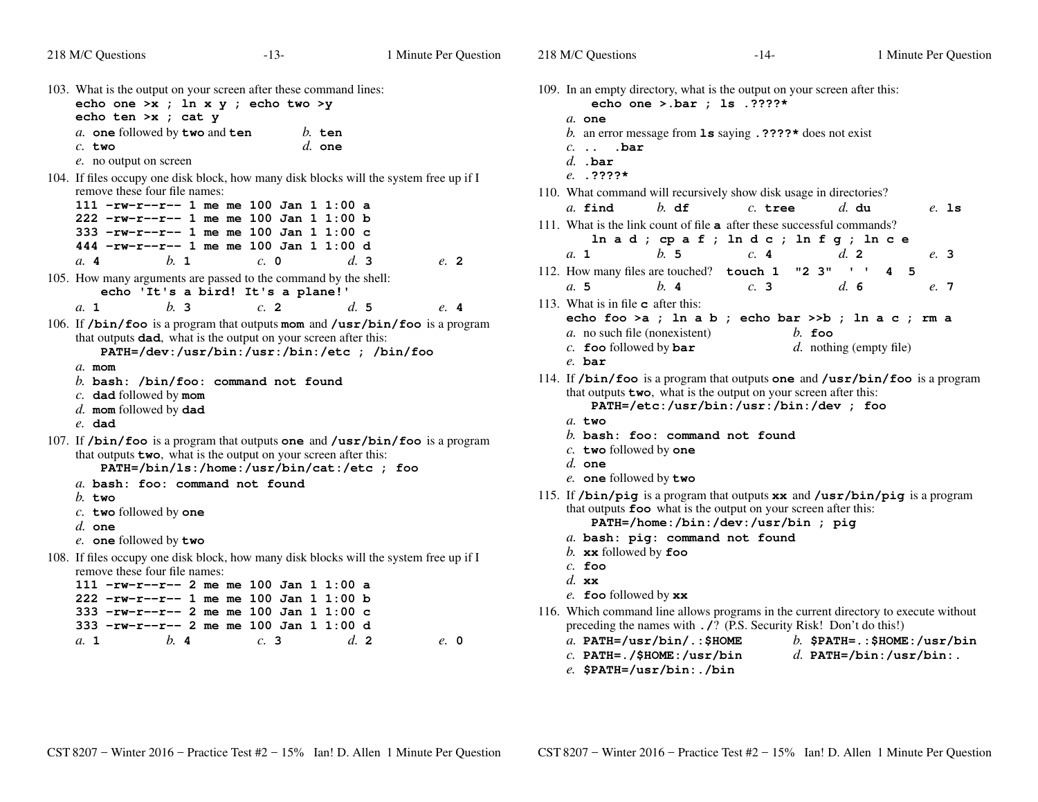103. What is the output on your screen after these command lines:
**echo one >x ; ln x y ; echo two >y**
**echo ten >x ; cat y**
*a.* **one** followed by **two** and **ten** *b.* **ten**
*c.* **two** *d.* **one**
*e.* no output on screen

104. If files occupy one disk block, how many disk blocks will the system free up if I remove these four file names:
```
111 -rw-r--r-- 1 me me 100 Jan 1 1:00 a
222 -rw-r--r-- 1 me me 100 Jan 1 1:00 b
333 -rw-r--r-- 1 me me 100 Jan 1 1:00 c
444 -rw-r--r-- 1 me me 100 Jan 1 1:00 d
```
*a.* **4** *b.* **1** *c.* **0** *d.* **3** *e.* **2**

105. How many arguments are passed to the command by the shell:
**echo 'It's a bird! It's a plane!'**
*a.* **1** *b.* **3** *c.* **2** *d.* **5** *e.* **4**

106. If **/bin/foo** is a program that outputs **mom** and **/usr/bin/foo** is a program that outputs **dad**, what is the output on your screen after this:
**PATH=/dev:/usr/bin:/usr:/bin:/etc ; /bin/foo**
*a.* **mom**
*b.* **bash: /bin/foo: command not found**
*c.* **dad** followed by **mom**
*d.* **mom** followed by **dad**
*e.* **dad**

107. If **/bin/foo** is a program that outputs **one** and **/usr/bin/foo** is a program that outputs **two**, what is the output on your screen after this:
**PATH=/bin/ls:/home:/usr/bin/cat:/etc ; foo**
*a.* **bash: foo: command not found**
*b.* **two**
*c.* **two** followed by **one**
*d.* **one**
*e.* **one** followed by **two**

108. If files occupy one disk block, how many disk blocks will the system free up if I remove these four file names:
```
111 -rw-r--r-- 2 me me 100 Jan 1 1:00 a
222 -rw-r--r-- 1 me me 100 Jan 1 1:00 b
333 -rw-r--r-- 2 me me 100 Jan 1 1:00 c
333 -rw-r--r-- 2 me me 100 Jan 1 1:00 d
```
*a.* **1** *b.* **4** *c.* **3** *d.* **2** *e.* **0**

109. In an empty directory, what is the output on your screen after this:
**echo one >.bar ; ls .????***
*a.* **one**
*b.* an error message from **ls** saying **.????*** does not exist
*c.* **..   .bar**
*d.* **.bar**
*e.* **.????***

110. What command will recursively show disk usage in directories?
*a.* **find** *b.* **df** *c.* **tree** *d.* **du** *e.* **ls**

111. What is the link count of file **a** after these successful commands?
**ln a d ; cp a f ; ln d c ; ln f g ; ln c e**
*a.* **1** *b.* **5** *c.* **4** *d.* **2** *e.* **3**

112. How many files are touched? **touch 1 "2 3" ' ' 4 5**
*a.* **5** *b.* **4** *c.* **3** *d.* **6** *e.* **7**

113. What is in file **c** after this:
**echo foo >a ; ln a b ; echo bar >>b ; ln a c ; rm a**
*a.* no such file (nonexistent) *b.* **foo**
*c.* **foo** followed by **bar** *d.* nothing (empty file)
*e.* **bar**

114. If **/bin/foo** is a program that outputs **one** and **/usr/bin/foo** is a program that outputs **two**, what is the output on your screen after this:
**PATH=/etc:/usr/bin:/usr:/bin:/dev ; foo**
*a.* **two**
*b.* **bash: foo: command not found**
*c.* **two** followed by **one**
*d.* **one**
*e.* **one** followed by **two**

115. If **/bin/pig** is a program that outputs **xx** and **/usr/bin/pig** is a program that outputs **foo** what is the output on your screen after this:
**PATH=/home:/bin:/dev:/usr/bin ; pig**
*a.* **bash: pig: command not found**
*b.* **xx** followed by **foo**
*c.* **foo**
*d.* **xx**
*e.* **foo** followed by **xx**

116. Which command line allows programs in the current directory to execute without preceding the names with **./**? (P.S. Security Risk! Don't do this!)
*a.* **PATH=/usr/bin/.:$HOME** *b.* **$PATH=.:$HOME:/usr/bin**
*c.* **PATH=./$HOME:/usr/bin** *d.* **PATH=/bin:/usr/bin:.**
*e.* **$PATH=/usr/bin:../bin**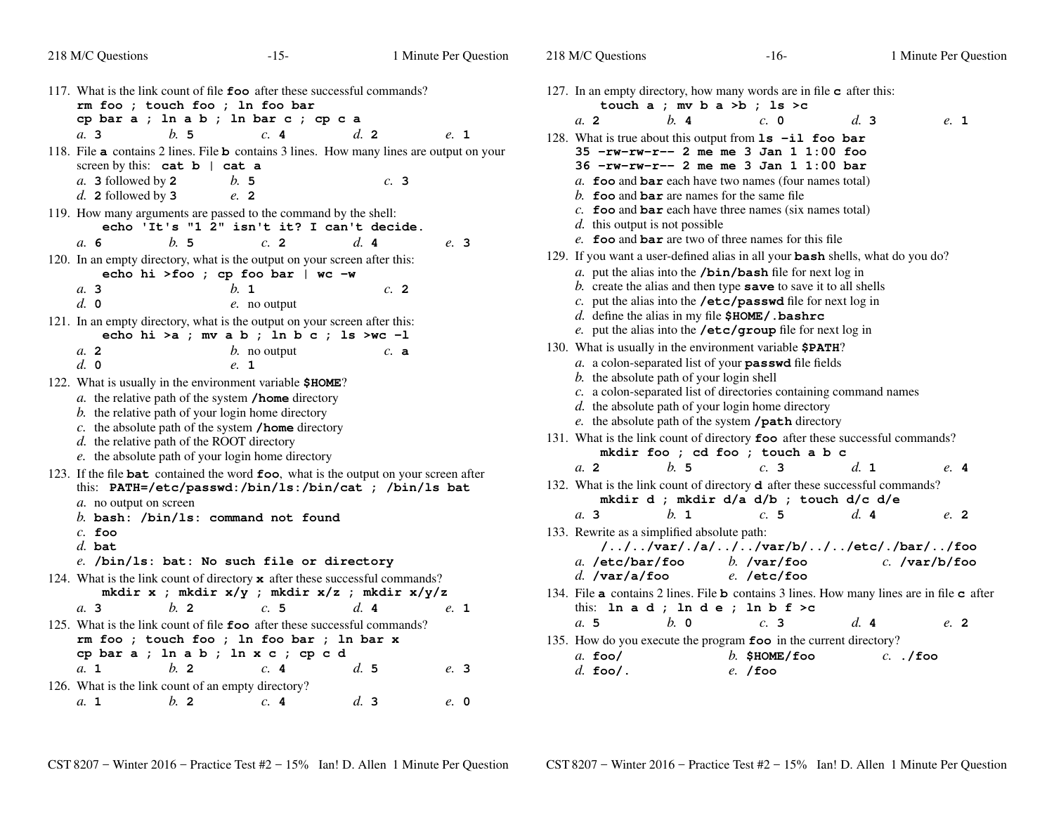117. What is the link count of file **foo** after these successful commands?
**rm foo ; touch foo ; ln foo bar**
**cp bar a ; ln a b ; ln bar c ; cp c a**
*a.* **3** *b.* **5** *c.* **4** *d.* **2** *e.* **1**

118. File **a** contains 2 lines. File **b** contains 3 lines. How many lines are output on your screen by this: **cat b | cat a**
*a.* **3** followed by **2** *b.* **5** *c.* **3**
*d.* **2** followed by **3** *e.* **2**

119. How many arguments are passed to the command by the shell:
**echo 'It's "1 2" isn't it? I can't decide.**
*a.* **6** *b.* **5** *c.* **2** *d.* **4** *e.* **3**

120. In an empty directory, what is the output on your screen after this:
**echo hi >foo ; cp foo bar | wc -w**
*a.* **3** *b.* **1** *c.* **2**
*d.* **0** *e.* no output

121. In an empty directory, what is the output on your screen after this:
**echo hi >a ; mv a b ; ln b c ; ls >wc -l**
*a.* **2** *b.* no output *c.* **a**
*d.* **0** *e.* **1**

122. What is usually in the environment variable **$HOME**?
*a.* the relative path of the system **/home** directory
*b.* the relative path of your login home directory
*c.* the absolute path of the system **/home** directory
*d.* the relative path of the ROOT directory
*e.* the absolute path of your login home directory

123. If the file **bat** contained the word **foo**, what is the output on your screen after this: **PATH=/etc/passwd:/bin/ls:/bin/cat ; /bin/ls bat**
*a.* no output on screen
*b.* **bash: /bin/ls: command not found**
*c.* **foo**
*d.* **bat**
*e.* **/bin/ls: bat: No such file or directory**

124. What is the link count of directory **x** after these successful commands?
**mkdir x ; mkdir x/y ; mkdir x/z ; mkdir x/y/z**
*a.* **3** *b.* **2** *c.* **5** *d.* **4** *e.* **1**

125. What is the link count of file **foo** after these successful commands?
**rm foo ; touch foo ; ln foo bar ; ln bar x**
**cp bar a ; ln a b ; ln x c ; cp c d**
*a.* **1** *b.* **2** *c.* **4** *d.* **5** *e.* **3**

126. What is the link count of an empty directory?
*a.* **1** *b.* **2** *c.* **4** *d.* **3** *e.* **0**

127. In an empty directory, how many words are in file **c** after this:
**touch a ; mv b a >b ; ls >c**
*a.* **2** *b.* **4** *c.* **0** *d.* **3** *e.* **1**

128. What is true about this output from **ls -il foo bar**
**35 -rw-rw-r-- 2 me me 3 Jan 1 1:00 foo**
**36 -rw-rw-r-- 2 me me 3 Jan 1 1:00 bar**
*a.* **foo** and **bar** each have two names (four names total)
*b.* **foo** and **bar** are names for the same file
*c.* **foo** and **bar** each have three names (six names total)
*d.* this output is not possible
*e.* **foo** and **bar** are two of three names for this file

129. If you want a user-defined alias in all your **bash** shells, what do you do?
*a.* put the alias into the **/bin/bash** file for next log in
*b.* create the alias and then type **save** to save it to all shells
*c.* put the alias into the **/etc/passwd** file for next log in
*d.* define the alias in my file **$HOME/.bashrc**
*e.* put the alias into the **/etc/group** file for next log in

130. What is usually in the environment variable **$PATH**?
*a.* a colon-separated list of your **passwd** file fields
*b.* the absolute path of your login shell
*c.* a colon-separated list of directories containing command names
*d.* the absolute path of your login home directory
*e.* the absolute path of the system **/path** directory

131. What is the link count of directory **foo** after these successful commands?
**mkdir foo ; cd foo ; touch a b c**
*a.* **2** *b.* **5** *c.* **3** *d.* **1** *e.* **4**

132. What is the link count of directory **d** after these successful commands?
**mkdir d ; mkdir d/a d/b ; touch d/c d/e**
*a.* **3** *b.* **1** *c.* **5** *d.* **4** *e.* **2**

133. Rewrite as a simplified absolute path:
**/../../var/./a/../../var/b/../../etc/./bar/../foo**
*a.* **/etc/bar/foo** *b.* **/var/foo** *c.* **/var/b/foo**
*d.* **/var/a/foo** *e.* **/etc/foo**

134. File **a** contains 2 lines. File **b** contains 3 lines. How many lines are in file **c** after this: **ln a d ; ln d e ; ln b f >c**
*a.* **5** *b.* **0** *c.* **3** *d.* **4** *e.* **2**

135. How do you execute the program **foo** in the current directory?
*a.* **foo/** *b.* **$HOME/foo** *c.* **./foo**
*d.* **foo/.** *e.* **/foo**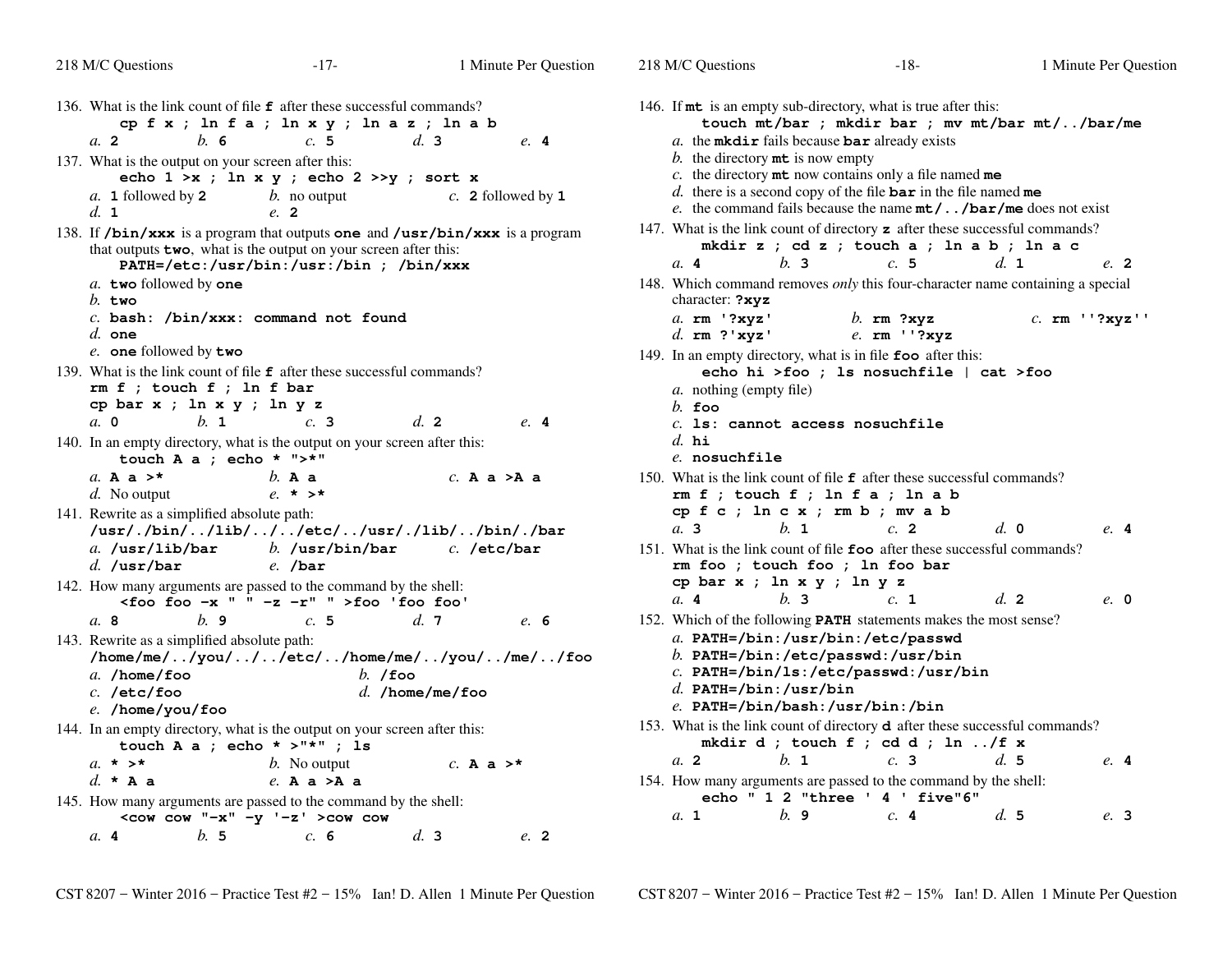136. What is the link count of file **f** after these successful commands?
   **cp f x ; ln f a ; ln x y ; ln a z ; ln a b**
   *a.* **2** *b.* **6** *c.* **5** *d.* **3** *e.* **4**

137. What is the output on your screen after this:
   **echo 1 >x ; ln x y ; echo 2 >>y ; sort x**
   *a.* **1** followed by **2** *b.* no output *c.* **2** followed by **1**
   *d.* **1** *e.* **2**

138. If **/bin/xxx** is a program that outputs **one** and **/usr/bin/xxx** is a program that outputs **two**, what is the output on your screen after this:
   **PATH=/etc:/usr/bin:/usr:/bin ; /bin/xxx**
   *a.* **two** followed by **one**
   *b.* **two**
   *c.* **bash: /bin/xxx: command not found**
   *d.* **one**
   *e.* **one** followed by **two**

139. What is the link count of file **f** after these successful commands?
   **rm f ; touch f ; ln f bar**
   **cp bar x ; ln x y ; ln y z**
   *a.* **0** *b.* **1** *c.* **3** *d.* **2** *e.* **4**

140. In an empty directory, what is the output on your screen after this:
   **touch A a ; echo * ">*"**
   *a.* **A a >*** *b.* **A a** *c.* **A a >A a**
   *d.* No output *e.* *** >***

141. Rewrite as a simplified absolute path:
   **/usr/./bin/../lib/../../etc/../usr/./lib/../bin/./bar**
   *a.* **/usr/lib/bar** *b.* **/usr/bin/bar** *c.* **/etc/bar**
   *d.* **/usr/bar** *e.* **/bar**

142. How many arguments are passed to the command by the shell:
   **<foo foo -x " " -z -r" " >foo 'foo foo'**
   *a.* **8** *b.* **9** *c.* **5** *d.* **7** *e.* **6**

143. Rewrite as a simplified absolute path:
   **/home/me/../you/../../etc/../home/me/../you/../me/../foo**
   *a.* **/home/foo** *b.* **/foo**
   *c.* **/etc/foo** *d.* **/home/me/foo**
   *e.* **/home/you/foo**

144. In an empty directory, what is the output on your screen after this:
   **touch A a ; echo * >"*" ; ls**
   *a.* *** >*** *b.* No output *c.* **A a >***
   *d.* *** A a** *e.* **A a >A a**

145. How many arguments are passed to the command by the shell:
   **<cow cow "-x" -y '-z' >cow cow**
   *a.* **4** *b.* **5** *c.* **6** *d.* **3** *e.* **2**

146. If **mt** is an empty sub-directory, what is true after this:
   **touch mt/bar ; mkdir bar ; mv mt/bar mt/../bar/me**
   *a.* the **mkdir** fails because **bar** already exists
   *b.* the directory **mt** is now empty
   *c.* the directory **mt** now contains only a file named **me**
   *d.* there is a second copy of the file **bar** in the file named **me**
   *e.* the command fails because the name **mt/../bar/me** does not exist

147. What is the link count of directory **z** after these successful commands?
   **mkdir z ; cd z ; touch a ; ln a b ; ln a c**
   *a.* **4** *b.* **3** *c.* **5** *d.* **1** *e.* **2**

148. Which command removes *only* this four-character name containing a special character: **?xyz**
   *a.* **rm '?xyz'** *b.* **rm ?xyz** *c.* **rm ''?xyz''**
   *d.* **rm ?'xyz'** *e.* **rm ''?xyz**

149. In an empty directory, what is in file **foo** after this:
   **echo hi >foo ; ls nosuchfile | cat >foo**
   *a.* nothing (empty file)
   *b.* **foo**
   *c.* **ls: cannot access nosuchfile**
   *d.* **hi**
   *e.* **nosuchfile**

150. What is the link count of file **f** after these successful commands?
   **rm f ; touch f ; ln f a ; ln a b**
   **cp f c ; ln c x ; rm b ; mv a b**
   *a.* **3** *b.* **1** *c.* **2** *d.* **0** *e.* **4**

151. What is the link count of file **foo** after these successful commands?
   **rm foo ; touch foo ; ln foo bar**
   **cp bar x ; ln x y ; ln y z**
   *a.* **4** *b.* **3** *c.* **1** *d.* **2** *e.* **0**

152. Which of the following **PATH** statements makes the most sense?
   *a.* **PATH=/bin:/usr/bin:/etc/passwd**
   *b.* **PATH=/bin:/etc/passwd:/usr/bin**
   *c.* **PATH=/bin/ls:/etc/passwd:/usr/bin**
   *d.* **PATH=/bin:/usr/bin**
   *e.* **PATH=/bin/bash:/usr/bin:/bin**

153. What is the link count of directory **d** after these successful commands?
   **mkdir d ; touch f ; cd d ; ln ../f x**
   *a.* **2** *b.* **1** *c.* **3** *d.* **5** *e.* **4**

154. How many arguments are passed to the command by the shell:
   **echo " 1 2 "three ' 4 ' five"6"**
   *a.* **1** *b.* **9** *c.* **4** *d.* **5** *e.* **3**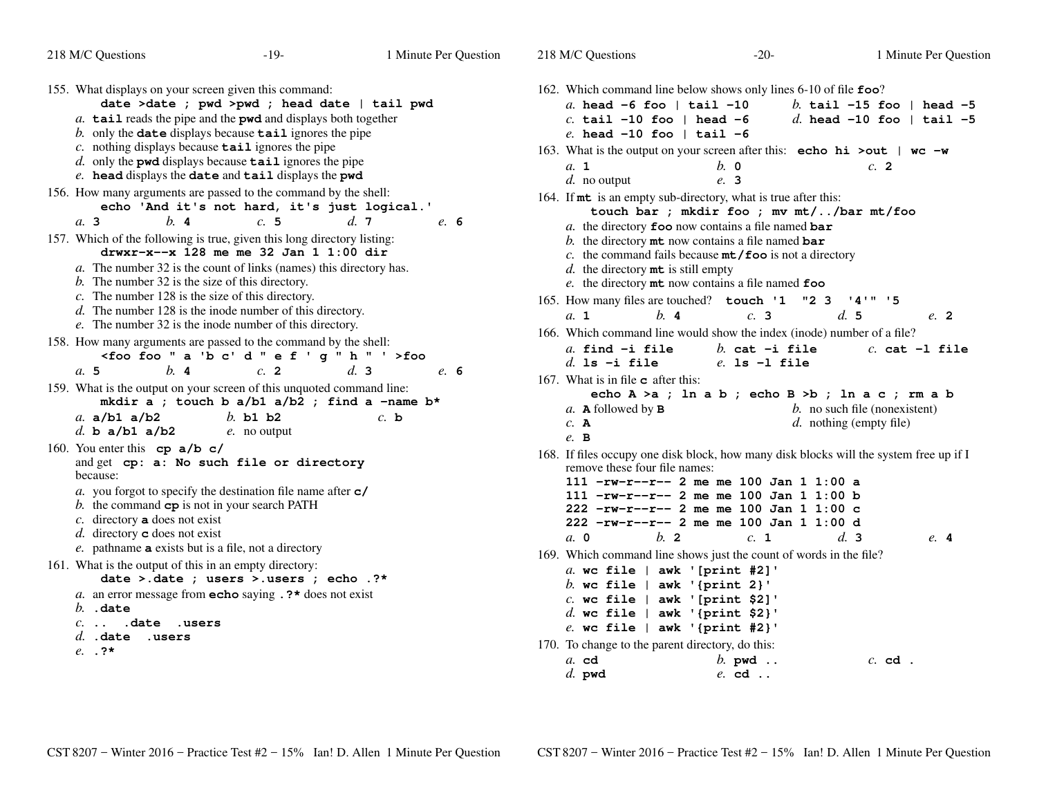155. What displays on your screen given this command:
     **date >date ; pwd >pwd ; head date | tail pwd**
   *a.* **tail** reads the pipe and the **pwd** and displays both together
   *b.* only the **date** displays because **tail** ignores the pipe
   *c.* nothing displays because **tail** ignores the pipe
   *d.* only the **pwd** displays because **tail** ignores the pipe
   *e.* **head** displays the **date** and **tail** displays the **pwd**

156. How many arguments are passed to the command by the shell:
     **echo 'And it's not hard, it's just logical.'**
   *a.* **3** *b.* **4** *c.* **5** *d.* **7** *e.* **6**

157. Which of the following is true, given this long directory listing:
     **drwxr-x--x 128 me me 32 Jan 1 1:00 dir**
   *a.* The number 32 is the count of links (names) this directory has.
   *b.* The number 32 is the size of this directory.
   *c.* The number 128 is the size of this directory.
   *d.* The number 128 is the inode number of this directory.
   *e.* The number 32 is the inode number of this directory.

158. How many arguments are passed to the command by the shell:
     **<foo foo " a 'b c' d " e f ' g " h " ' >foo**
   *a.* **5** *b.* **4** *c.* **2** *d.* **3** *e.* **6**

159. What is the output on your screen of this unquoted command line:
     **mkdir a ; touch b a/b1 a/b2 ; find a -name b***
   *a.* **a/b1 a/b2** *b.* **b1 b2** *c.* **b**
   *d.* **b a/b1 a/b2** *e.* no output

160. You enter this **cp a/b c/**
   and get **cp: a: No such file or directory**
   because:
   *a.* you forgot to specify the destination file name after **c/**
   *b.* the command **cp** is not in your search PATH
   *c.* directory **a** does not exist
   *d.* directory **c** does not exist
   *e.* pathname **a** exists but is a file, not a directory

161. What is the output of this in an empty directory:
     **date >.date ; users >.users ; echo .?***
   *a.* an error message from **echo** saying **.?*** does not exist
   *b.* **.date**
   *c.* **.. .date .users**
   *d.* **.date .users**
   *e.* **.?***

162. Which command line below shows only lines 6-10 of file **foo**?
   *a.* **head -6 foo | tail -10** *b.* **tail -15 foo | head -5**
   *c.* **tail -10 foo | head -6** *d.* **head -10 foo | tail -5**
   *e.* **head -10 foo | tail -6**

163. What is the output on your screen after this: **echo hi >out | wc -w**
   *a.* **1** *b.* **0** *c.* **2**
   *d.* no output *e.* **3**

164. If **mt** is an empty sub-directory, what is true after this:
     **touch bar ; mkdir foo ; mv mt/../bar mt/foo**
   *a.* the directory **foo** now contains a file named **bar**
   *b.* the directory **mt** now contains a file named **bar**
   *c.* the command fails because **mt/foo** is not a directory
   *d.* the directory **mt** is still empty
   *e.* the directory **mt** now contains a file named **foo**

165. How many files are touched? **touch '1 "2 3 '4'" '5**
   *a.* **1** *b.* **4** *c.* **3** *d.* **5** *e.* **2**

166. Which command line would show the index (inode) number of a file?
   *a.* **find -i file** *b.* **cat -i file** *c.* **cat -l file**
   *d.* **ls -i file** *e.* **ls -l file**

167. What is in file **c** after this:
     **echo A >a ; ln a b ; echo B >b ; ln a c ; rm a b**
   *a.* **A** followed by **B** *b.* no such file (nonexistent)
   *c.* **A** *d.* nothing (empty file)
   *e.* **B**

168. If files occupy one disk block, how many disk blocks will the system free up if I remove these four file names:
```
111 -rw-r--r-- 2 me me 100 Jan 1 1:00 a
111 -rw-r--r-- 2 me me 100 Jan 1 1:00 b
222 -rw-r--r-- 2 me me 100 Jan 1 1:00 c
222 -rw-r--r-- 2 me me 100 Jan 1 1:00 d
```
   *a.* **0** *b.* **2** *c.* **1** *d.* **3** *e.* **4**

169. Which command line shows just the count of words in the file?
   *a.* **wc file | awk '[print #2]'**
   *b.* **wc file | awk '{print 2}'**
   *c.* **wc file | awk '[print $2]'**
   *d.* **wc file | awk '{print $2}'**
   *e.* **wc file | awk '{print #2}'**

170. To change to the parent directory, do this:
   *a.* **cd** *b.* **pwd ..** *c.* **cd .**
   *d.* **pwd** *e.* **cd ..**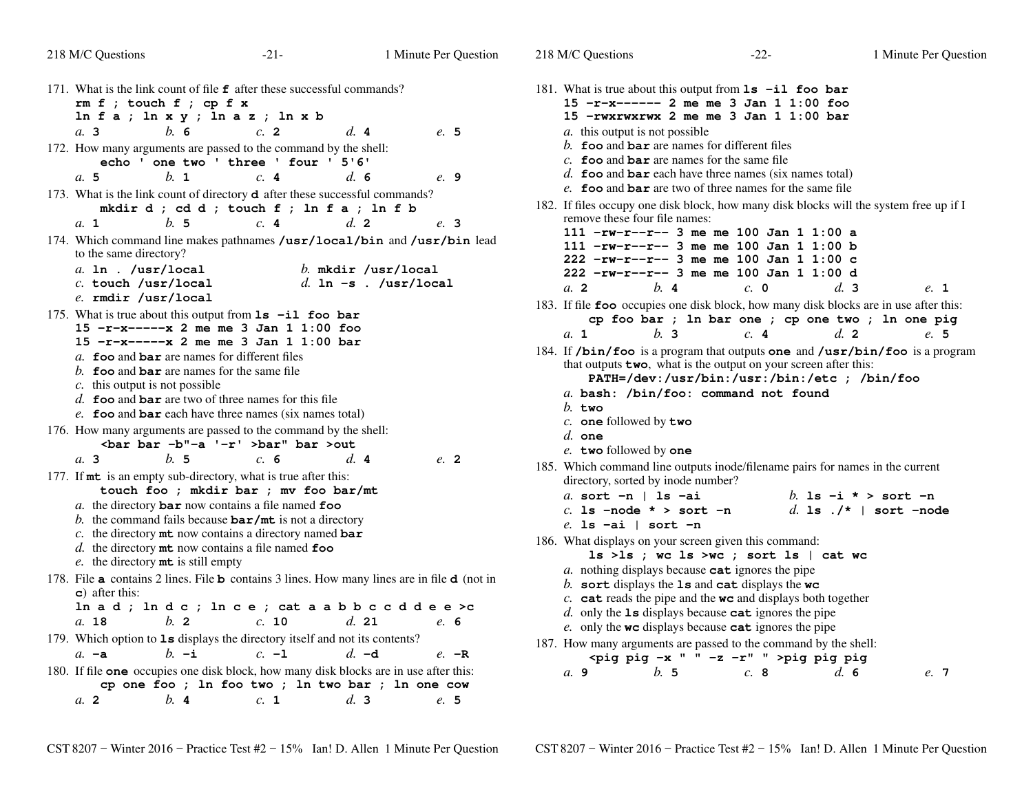171. What is the link count of file **f** after these successful commands?
**rm f ; touch f ; cp f x**
**ln f a ; ln x y ; ln a z ; ln x b**
*a.* **3** *b.* **6** *c.* **2** *d.* **4** *e.* **5**

172. How many arguments are passed to the command by the shell:
**echo ' one two ' three ' four ' 5'6'**
*a.* **5** *b.* **1** *c.* **4** *d.* **6** *e.* **9**

173. What is the link count of directory **d** after these successful commands?
**mkdir d ; cd d ; touch f ; ln f a ; ln f b**
*a.* **1** *b.* **5** *c.* **4** *d.* **2** *e.* **3**

174. Which command line makes pathnames **/usr/local/bin** and **/usr/bin** lead to the same directory?
*a.* **ln . /usr/local**
*b.* **mkdir /usr/local**
*c.* **touch /usr/local**
*d.* **ln -s . /usr/local**
*e.* **rmdir /usr/local**

175. What is true about this output from **ls -il foo bar**
**15 -r-x-----x 2 me me 3 Jan 1 1:00 foo**
**15 -r-x-----x 2 me me 3 Jan 1 1:00 bar**
*a.* **foo** and **bar** are names for different files
*b.* **foo** and **bar** are names for the same file
*c.* this output is not possible
*d.* **foo** and **bar** are two of three names for this file
*e.* **foo** and **bar** each have three names (six names total)

176. How many arguments are passed to the command by the shell:
**<bar bar -b"-a '-r' >bar" bar >out**
*a.* **3** *b.* **5** *c.* **6** *d.* **4** *e.* **2**

177. If **mt** is an empty sub-directory, what is true after this:
**touch foo ; mkdir bar ; mv foo bar/mt**
*a.* the directory **bar** now contains a file named **foo**
*b.* the command fails because **bar/mt** is not a directory
*c.* the directory **mt** now contains a directory named **bar**
*d.* the directory **mt** now contains a file named **foo**
*e.* the directory **mt** is still empty

178. File **a** contains 2 lines. File **b** contains 3 lines. How many lines are in file **d** (not in **c**) after this:
**ln a d ; ln d c ; ln c e ; cat a a b b c c d d e e >c**
*a.* **18** *b.* **2** *c.* **10** *d.* **21** *e.* **6**

179. Which option to **ls** displays the directory itself and not its contents?
*a.* **-a** *b.* **-i** *c.* **-l** *d.* **-d** *e.* **-R**

180. If file **one** occupies one disk block, how many disk blocks are in use after this:
**cp one foo ; ln foo two ; ln two bar ; ln one cow**
*a.* **2** *b.* **4** *c.* **1** *d.* **3** *e.* **5**

181. What is true about this output from **ls -il foo bar**
**15 -r--x------ 2 me me 3 Jan 1 1:00 foo**
**15 -rwxrwxrwx 2 me me 3 Jan 1 1:00 bar**
*a.* this output is not possible
*b.* **foo** and **bar** are names for different files
*c.* **foo** and **bar** are names for the same file
*d.* **foo** and **bar** each have three names (six names total)
*e.* **foo** and **bar** are two of three names for the same file

182. If files occupy one disk block, how many disk blocks will the system free up if I remove these four file names:
**111 -rw-r--r-- 3 me me 100 Jan 1 1:00 a**
**111 -rw-r--r-- 3 me me 100 Jan 1 1:00 b**
**222 -rw-r--r-- 3 me me 100 Jan 1 1:00 c**
**222 -rw-r--r-- 3 me me 100 Jan 1 1:00 d**
*a.* **2** *b.* **4** *c.* **0** *d.* **3** *e.* **1**

183. If file **foo** occupies one disk block, how many disk blocks are in use after this:
**cp foo bar ; ln bar one ; cp one two ; ln one pig**
*a.* **1** *b.* **3** *c.* **4** *d.* **2** *e.* **5**

184. If **/bin/foo** is a program that outputs **one** and **/usr/bin/foo** is a program that outputs **two**, what is the output on your screen after this:
**PATH=/dev:/usr/bin:/usr:/bin:/etc ; /bin/foo**
*a.* **bash: /bin/foo: command not found**
*b.* **two**
*c.* **one** followed by **two**
*d.* **one**
*e.* **two** followed by **one**

185. Which command line outputs inode/filename pairs for names in the current directory, sorted by inode number?
*a.* **sort -n | ls -ai**
*b.* **ls -i * > sort -n**
*c.* **ls -node * > sort -n**
*d.* **ls ./* | sort -node**
*e.* **ls -ai | sort -n**

186. What displays on your screen given this command:
**ls >ls ; wc ls >wc ; sort ls | cat wc**
*a.* nothing displays because **cat** ignores the pipe
*b.* **sort** displays the **ls** and **cat** displays the **wc**
*c.* **cat** reads the pipe and the **wc** and displays both together
*d.* only the **ls** displays because **cat** ignores the pipe
*e.* only the **wc** displays because **cat** ignores the pipe

187. How many arguments are passed to the command by the shell:
**<pig pig -x " " -z -r" " >pig pig pig**
*a.* **9** *b.* **5** *c.* **8** *d.* **6** *e.* **7**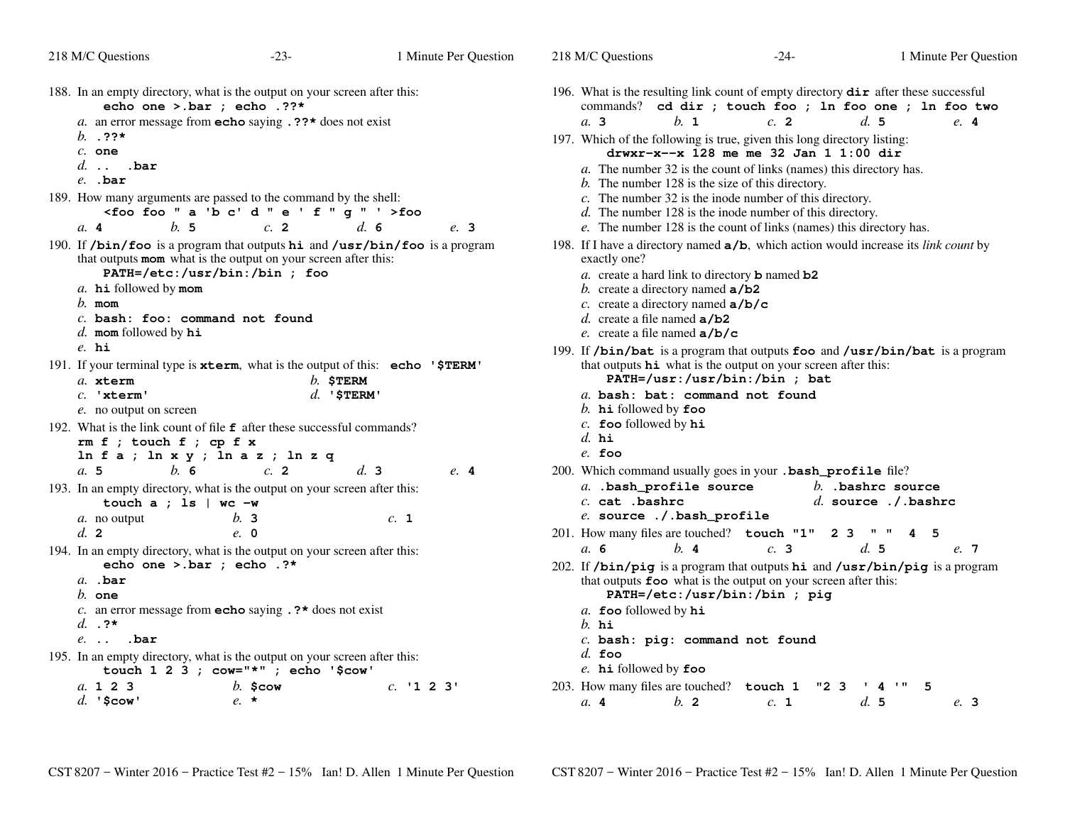188. In an empty directory, what is the output on your screen after this:
    **echo one >.bar ; echo .??\***
    *a.* an error message from **echo** saying **.??\*** does not exist
    *b.* **.??\***
    *c.* **one**
    *d.* **..  .bar**
    *e.* **.bar**

189. How many arguments are passed to the command by the shell:
    **<foo foo " a 'b c' d " e ' f " g " ' >foo**
    *a.* **4**  *b.* **5**  *c.* **2**  *d.* **6**  *e.* **3**

190. If **/bin/foo** is a program that outputs **hi** and **/usr/bin/foo** is a program that outputs **mom** what is the output on your screen after this:
    **PATH=/etc:/usr/bin:/bin ; foo**
    *a.* **hi** followed by **mom**
    *b.* **mom**
    *c.* **bash: foo: command not found**
    *d.* **mom** followed by **hi**
    *e.* **hi**

191. If your terminal type is **xterm**, what is the output of this: **echo '$TERM'**
    *a.* **xterm**  *b.* **$TERM**
    *c.* **'xterm'**  *d.* **'$TERM'**
    *e.* no output on screen

192. What is the link count of file **f** after these successful commands?
    **rm f ; touch f ; cp f x**
    **ln f a ; ln x y ; ln a z ; ln z q**
    *a.* **5**  *b.* **6**  *c.* **2**  *d.* **3**  *e.* **4**

193. In an empty directory, what is the output on your screen after this:
    **touch a ; ls | wc -w**
    *a.* no output  *b.* **3**  *c.* **1**
    *d.* **2**  *e.* **0**

194. In an empty directory, what is the output on your screen after this:
    **echo one >.bar ; echo .?\***
    *a.* **.bar**
    *b.* **one**
    *c.* an error message from **echo** saying **.?\*** does not exist
    *d.* **.?\***
    *e.* **..  .bar**

195. In an empty directory, what is the output on your screen after this:
    **touch 1 2 3 ; cow="\*" ; echo '$cow'**
    *a.* **1 2 3**  *b.* **$cow**  *c.* **'1 2 3'**
    *d.* **'$cow'**  *e.* **\***

196. What is the resulting link count of empty directory **dir** after these successful commands? **cd dir ; touch foo ; ln foo one ; ln foo two**
    *a.* **3**  *b.* **1**  *c.* **2**  *d.* **5**  *e.* **4**

197. Which of the following is true, given this long directory listing:
    **drwxr-x--x 128 me me 32 Jan 1 1:00 dir**
    *a.* The number 32 is the count of links (names) this directory has.
    *b.* The number 128 is the size of this directory.
    *c.* The number 32 is the inode number of this directory.
    *d.* The number 128 is the inode number of this directory.
    *e.* The number 128 is the count of links (names) this directory has.

198. If I have a directory named **a/b**, which action would increase its *link count* by exactly one?
    *a.* create a hard link to directory **b** named **b2**
    *b.* create a directory named **a/b2**
    *c.* create a directory named **a/b/c**
    *d.* create a file named **a/b2**
    *e.* create a file named **a/b/c**

199. If **/bin/bat** is a program that outputs **foo** and **/usr/bin/bat** is a program that outputs **hi** what is the output on your screen after this:
    **PATH=/usr:/usr/bin:/bin ; bat**
    *a.* **bash: bat: command not found**
    *b.* **hi** followed by **foo**
    *c.* **foo** followed by **hi**
    *d.* **hi**
    *e.* **foo**

200. Which command usually goes in your **.bash_profile** file?
    *a.* **.bash_profile source**  *b.* **.bashrc source**
    *c.* **cat .bashrc**  *d.* **source ./.bashrc**
    *e.* **source ./.bash_profile**

201. How many files are touched? **touch "1" 2 3 " " 4 5**
    *a.* **6**  *b.* **4**  *c.* **3**  *d.* **5**  *e.* **7**

202. If **/bin/pig** is a program that outputs **hi** and **/usr/bin/pig** is a program that outputs **foo** what is the output on your screen after this:
    **PATH=/etc:/usr/bin:/bin ; pig**
    *a.* **foo** followed by **hi**
    *b.* **hi**
    *c.* **bash: pig: command not found**
    *d.* **foo**
    *e.* **hi** followed by **foo**

203. How many files are touched? **touch 1 "2 3 ' 4 '" 5**
    *a.* **4**  *b.* **2**  *c.* **1**  *d.* **5**  *e.* **3**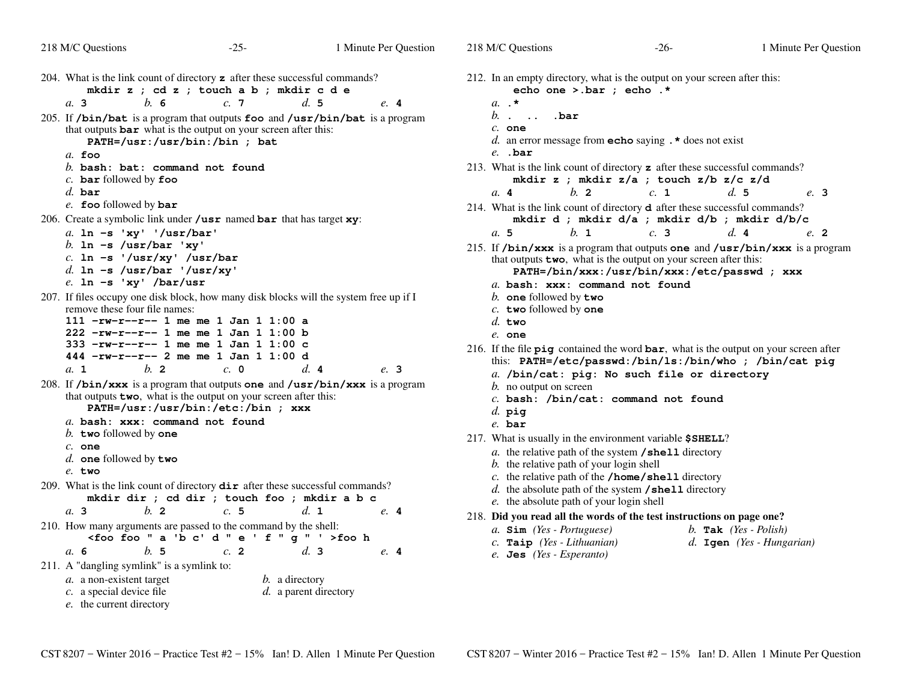204. What is the link count of directory **z** after these successful commands?

```
mkdir z ; cd z ; touch a b ; mkdir c d e
```

*a.* **3** *b.* **6** *c.* **7** *d.* **5** *e.* **4**

205. If **/bin/bat** is a program that outputs **foo** and **/usr/bin/bat** is a program that outputs **bar** what is the output on your screen after this:

```
PATH=/usr:/usr/bin:/bin ; bat
```

*a.* **foo**
*b.* **bash: bat: command not found**
*c.* **bar** followed by **foo**
*d.* **bar**
*e.* **foo** followed by **bar**

206. Create a symbolic link under **/usr** named **bar** that has target **xy**:

*a.* **ln -s 'xy' '/usr/bar'**
*b.* **ln -s /usr/bar 'xy'**
*c.* **ln -s '/usr/xy' /usr/bar**
*d.* **ln -s /usr/bar '/usr/xy'**
*e.* **ln -s 'xy' /bar/usr**

207. If files occupy one disk block, how many disk blocks will the system free up if I remove these four file names:

```
111 -rw-r--r-- 1 me me 1 Jan 1 1:00 a
222 -rw-r--r-- 1 me me 1 Jan 1 1:00 b
333 -rw-r--r-- 1 me me 1 Jan 1 1:00 c
444 -rw-r--r-- 2 me me 1 Jan 1 1:00 d
```

*a.* **1** *b.* **2** *c.* **0** *d.* **4** *e.* **3**

208. If **/bin/xxx** is a program that outputs **one** and **/usr/bin/xxx** is a program that outputs **two**, what is the output on your screen after this:

```
PATH=/usr:/usr/bin:/etc:/bin ; xxx
```

*a.* **bash: xxx: command not found**
*b.* **two** followed by **one**
*c.* **one**
*d.* **one** followed by **two**
*e.* **two**

209. What is the link count of directory **dir** after these successful commands?

```
mkdir dir ; cd dir ; touch foo ; mkdir a b c
```

*a.* **3** *b.* **2** *c.* **5** *d.* **1** *e.* **4**

210. How many arguments are passed to the command by the shell:

```
<foo foo " a 'b c' d " e ' f " g " ' >foo h
```

*a.* **6** *b.* **5** *c.* **2** *d.* **3** *e.* **4**

211. A "dangling symlink" is a symlink to:

*a.* a non-existent target
*b.* a directory
*c.* a special device file
*d.* a parent directory
*e.* the current directory

212. In an empty directory, what is the output on your screen after this:

```
echo one >.bar ; echo .*
```

*a.* **.***
*b.* **.  ..  .bar**
*c.* **one**
*d.* an error message from **echo** saying **.*** does not exist
*e.* **.bar**

213. What is the link count of directory **z** after these successful commands?

```
mkdir z ; mkdir z/a ; touch z/b z/c z/d
```

*a.* **4** *b.* **2** *c.* **1** *d.* **5** *e.* **3**

214. What is the link count of directory **d** after these successful commands?

```
mkdir d ; mkdir d/a ; mkdir d/b ; mkdir d/b/c
```

*a.* **5** *b.* **1** *c.* **3** *d.* **4** *e.* **2**

215. If **/bin/xxx** is a program that outputs **one** and **/usr/bin/xxx** is a program that outputs **two**, what is the output on your screen after this:

```
PATH=/bin/xxx:/usr/bin/xxx:/etc/passwd ; xxx
```

*a.* **bash: xxx: command not found**
*b.* **one** followed by **two**
*c.* **two** followed by **one**
*d.* **two**
*e.* **one**

216. If the file **pig** contained the word **bar**, what is the output on your screen after this: **PATH=/etc/passwd:/bin/ls:/bin/who ; /bin/cat pig**

*a.* **/bin/cat: pig: No such file or directory**
*b.* no output on screen
*c.* **bash: /bin/cat: command not found**
*d.* **pig**
*e.* **bar**

217. What is usually in the environment variable **$SHELL**?

*a.* the relative path of the system **/shell** directory
*b.* the relative path of your login shell
*c.* the relative path of the **/home/shell** directory
*d.* the absolute path of the system **/shell** directory
*e.* the absolute path of your login shell

218. **Did you read all the words of the test instructions on page one?**

*a.* **Sim** *(Yes - Portuguese)*
*b.* **Tak** *(Yes - Polish)*
*c.* **Taip** *(Yes - Lithuanian)*
*d.* **Igen** *(Yes - Hungarian)*
*e.* **Jes** *(Yes - Esperanto)*